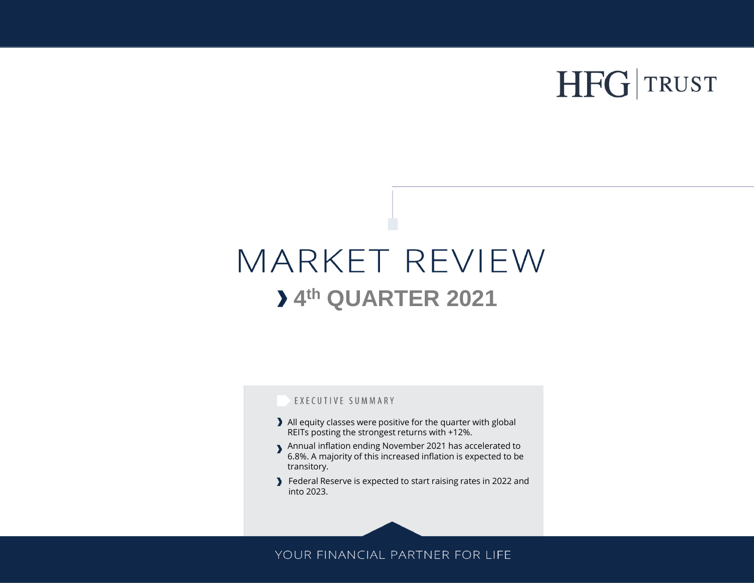HFG | TRUST

# MARKET REVIEW

## › 4th QUARTER 2021

EXECUTIVE SUMMARY

- All equity classes were positive for the quarter with global REITs posting the strongest returns with +12%.
- Annual inflation ending November 2021 has accelerated to 6.8%. A majority of this increased inflation is expected to be transitory.
- Federal Reserve is expected to start raising rates in 2022 and into 2023.

YOUR FINANCIAL PARTNER FOR LIFE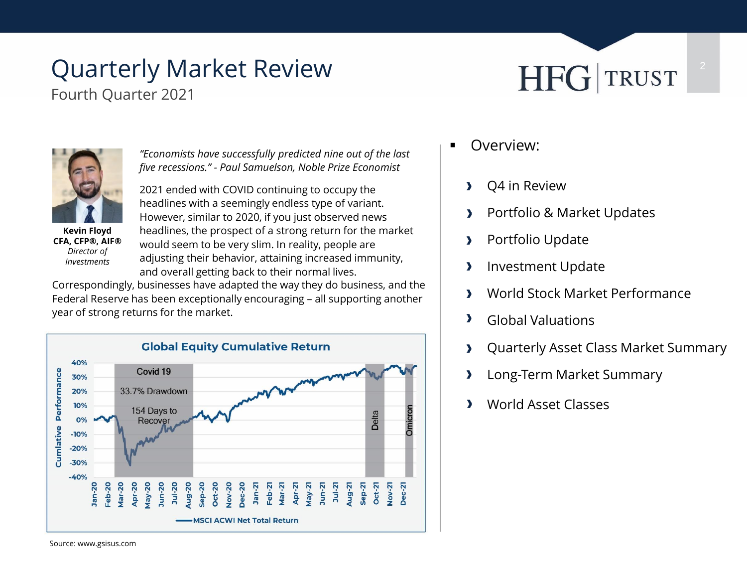# Quarterly Market Review

## Fourth Quarter 2021

**Kevin Floyd**
**CFA, CFP®, AIF®**
*Director of Investments*

*"Economists have successfully predicted nine out of the last five recessions." - Paul Samuelson, Noble Prize Economist*

2021 ended with COVID continuing to occupy the headlines with a seemingly endless type of variant. However, similar to 2020, if you just observed news headlines, the prospect of a strong return for the market would seem to be very slim. In reality, people are adjusting their behavior, attaining increased immunity, and overall getting back to their normal lives. Correspondingly, businesses have adapted the way they do business, and the Federal Reserve has been exceptionally encouraging – all supporting another year of strong returns for the market.

**Global Equity Cumulative Return**

Covid 19 — 33.7% Drawdown — 154 Days to Recover

Delta — Omicron

MSCI ACWI Net Total Return

Source: www.gsisus.com

- Overview:
  - Q4 in Review
  - Portfolio & Market Updates
  - Portfolio Update
  - Investment Update
  - World Stock Market Performance
  - Global Valuations
  - Quarterly Asset Class Market Summary
  - Long-Term Market Summary
  - World Asset Classes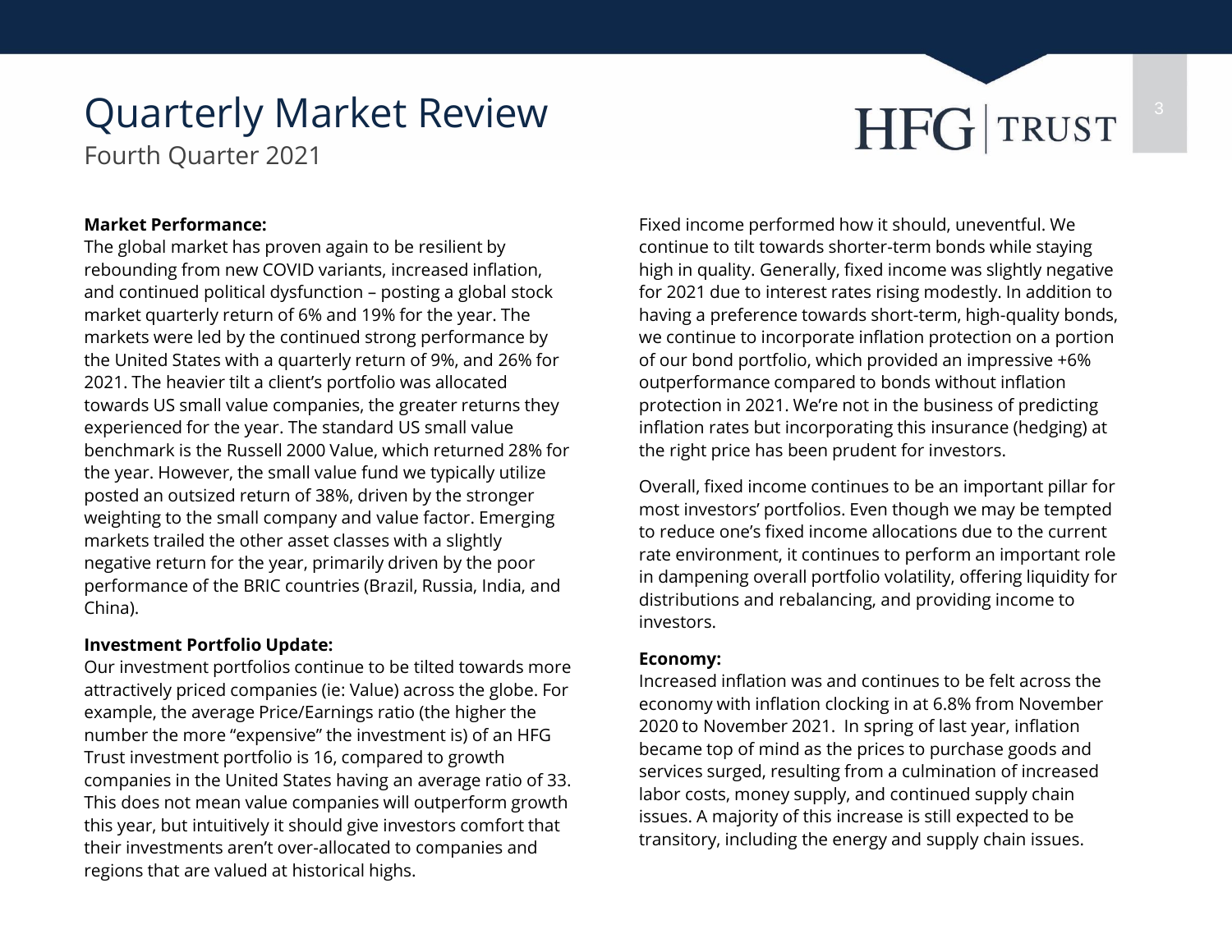# Quarterly Market Review

Fourth Quarter 2021

**Market Performance:**

The global market has proven again to be resilient by rebounding from new COVID variants, increased inflation, and continued political dysfunction – posting a global stock market quarterly return of 6% and 19% for the year. The markets were led by the continued strong performance by the United States with a quarterly return of 9%, and 26% for 2021. The heavier tilt a client's portfolio was allocated towards US small value companies, the greater returns they experienced for the year. The standard US small value benchmark is the Russell 2000 Value, which returned 28% for the year. However, the small value fund we typically utilize posted an outsized return of 38%, driven by the stronger weighting to the small company and value factor. Emerging markets trailed the other asset classes with a slightly negative return for the year, primarily driven by the poor performance of the BRIC countries (Brazil, Russia, India, and China).

**Investment Portfolio Update:**

Our investment portfolios continue to be tilted towards more attractively priced companies (ie: Value) across the globe. For example, the average Price/Earnings ratio (the higher the number the more "expensive" the investment is) of an HFG Trust investment portfolio is 16, compared to growth companies in the United States having an average ratio of 33. This does not mean value companies will outperform growth this year, but intuitively it should give investors comfort that their investments aren't over-allocated to companies and regions that are valued at historical highs.

Fixed income performed how it should, uneventful. We continue to tilt towards shorter-term bonds while staying high in quality. Generally, fixed income was slightly negative for 2021 due to interest rates rising modestly. In addition to having a preference towards short-term, high-quality bonds, we continue to incorporate inflation protection on a portion of our bond portfolio, which provided an impressive +6% outperformance compared to bonds without inflation protection in 2021. We're not in the business of predicting inflation rates but incorporating this insurance (hedging) at the right price has been prudent for investors.

Overall, fixed income continues to be an important pillar for most investors' portfolios. Even though we may be tempted to reduce one's fixed income allocations due to the current rate environment, it continues to perform an important role in dampening overall portfolio volatility, offering liquidity for distributions and rebalancing, and providing income to investors.

**Economy:**

Increased inflation was and continues to be felt across the economy with inflation clocking in at 6.8% from November 2020 to November 2021. In spring of last year, inflation became top of mind as the prices to purchase goods and services surged, resulting from a culmination of increased labor costs, money supply, and continued supply chain issues. A majority of this increase is still expected to be transitory, including the energy and supply chain issues.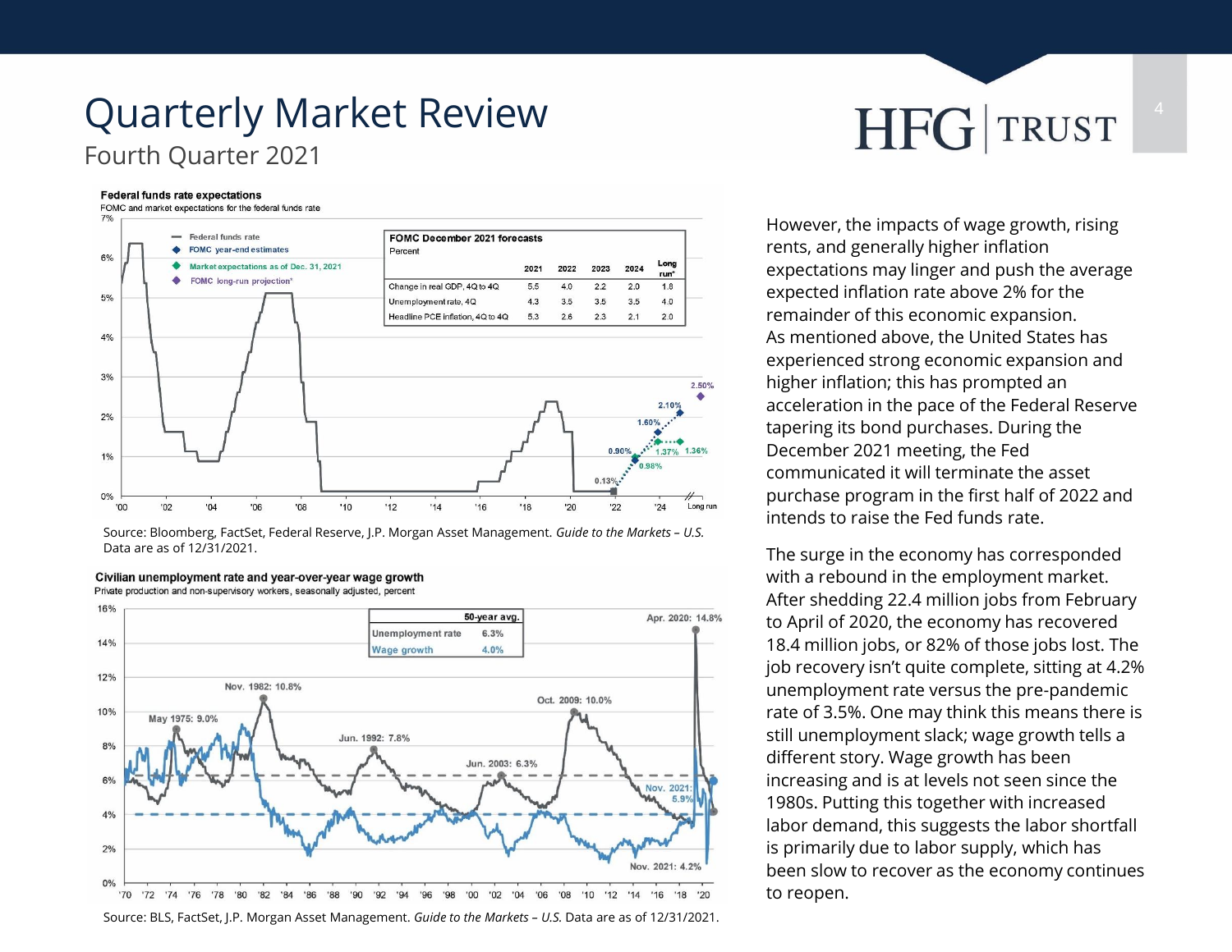# Quarterly Market Review

## Fourth Quarter 2021

**Federal funds rate expectations**

FOMC and market expectations for the federal funds rate

**FOMC December 2021 forecasts**

Percent

| | 2021 | 2022 | 2023 | 2024 | Long run* |
|---|---|---|---|---|---|
| Change in real GDP, 4Q to 4Q | 5.5 | 4.0 | 2.2 | 2.0 | 1.8 |
| Unemployment rate, 4Q | 4.3 | 3.5 | 3.5 | 3.5 | 4.0 |
| Headline PCE inflation, 4Q to 4Q | 5.3 | 2.6 | 2.3 | 2.1 | 2.0 |

Source: Bloomberg, FactSet, Federal Reserve, J.P. Morgan Asset Management. *Guide to the Markets – U.S.* Data are as of 12/31/2021.

**Civilian unemployment rate and year-over-year wage growth**

Private production and non-supervisory workers, seasonally adjusted, percent

| | 50-year avg. |
|---|---|
| Unemployment rate | 6.3% |
| Wage growth | 4.0% |

Source: BLS, FactSet, J.P. Morgan Asset Management. *Guide to the Markets – U.S.* Data are as of 12/31/2021.

However, the impacts of wage growth, rising rents, and generally higher inflation expectations may linger and push the average expected inflation rate above 2% for the remainder of this economic expansion. As mentioned above, the United States has experienced strong economic expansion and higher inflation; this has prompted an acceleration in the pace of the Federal Reserve tapering its bond purchases. During the December 2021 meeting, the Fed communicated it will terminate the asset purchase program in the first half of 2022 and intends to raise the Fed funds rate.

The surge in the economy has corresponded with a rebound in the employment market. After shedding 22.4 million jobs from February to April of 2020, the economy has recovered 18.4 million jobs, or 82% of those jobs lost. The job recovery isn't quite complete, sitting at 4.2% unemployment rate versus the pre-pandemic rate of 3.5%. One may think this means there is still unemployment slack; wage growth tells a different story. Wage growth has been increasing and is at levels not seen since the 1980s. Putting this together with increased labor demand, this suggests the labor shortfall is primarily due to labor supply, which has been slow to recover as the economy continues to reopen.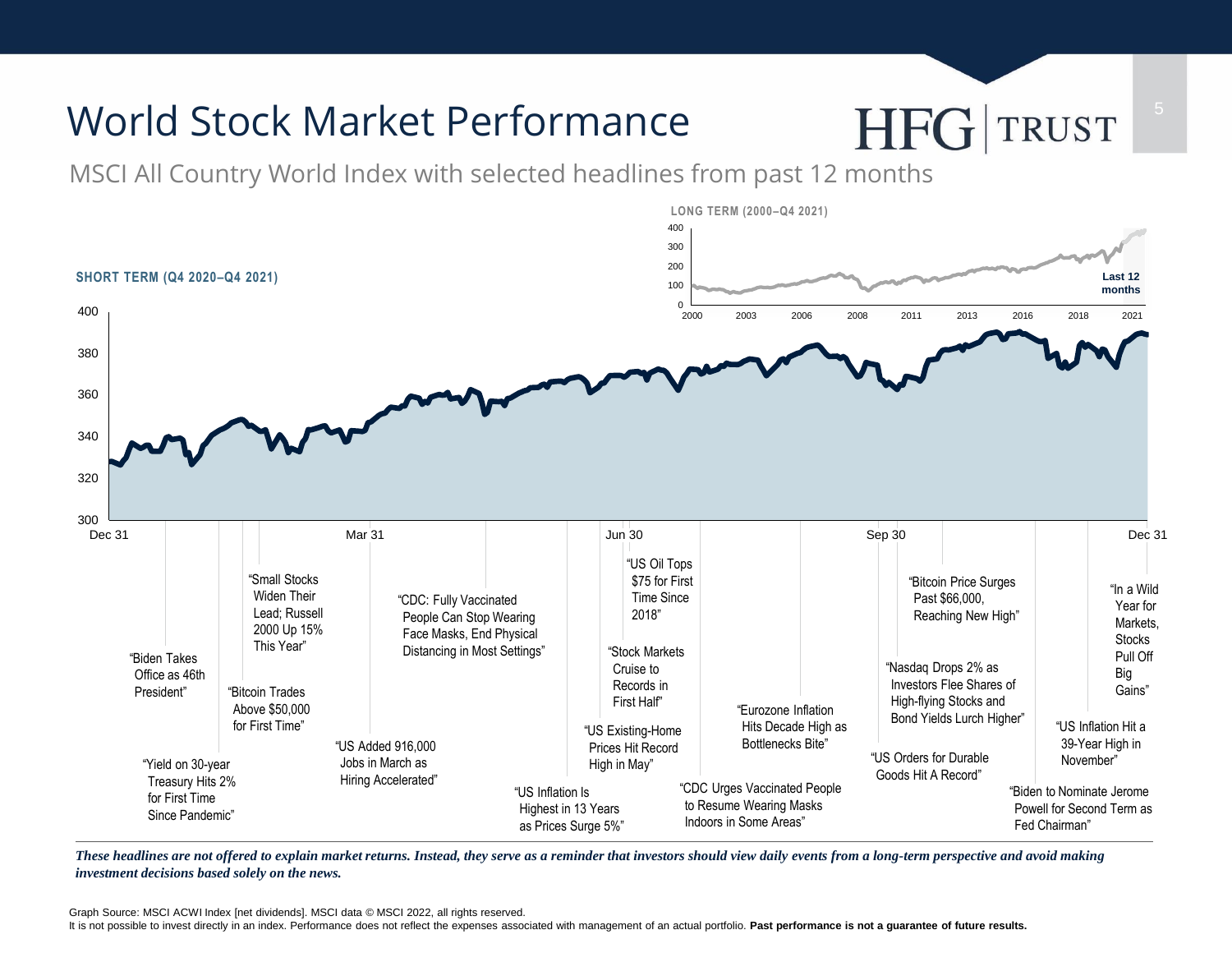# World Stock Market Performance

MSCI All Country World Index with selected headlines from past 12 months

**LONG TERM (2000–Q4 2021)**

**SHORT TERM (Q4 2020–Q4 2021)**

Last 12 months

"Biden Takes Office as 46th President"

"Yield on 30-year Treasury Hits 2% for First Time Since Pandemic"

"Bitcoin Trades Above $50,000 for First Time"

"Small Stocks Widen Their Lead; Russell 2000 Up 15% This Year"

"US Added 916,000 Jobs in March as Hiring Accelerated"

"CDC: Fully Vaccinated People Can Stop Wearing Face Masks, End Physical Distancing in Most Settings"

"US Inflation Is Highest in 13 Years as Prices Surge 5%"

"US Existing-Home Prices Hit Record High in May"

"Stock Markets Cruise to Records in First Half"

"US Oil Tops $75 for First Time Since 2018"

"CDC Urges Vaccinated People to Resume Wearing Masks Indoors in Some Areas"

"Eurozone Inflation Hits Decade High as Bottlenecks Bite"

"US Orders for Durable Goods Hit A Record"

"Nasdaq Drops 2% as Investors Flee Shares of High-flying Stocks and Bond Yields Lurch Higher"

"Bitcoin Price Surges Past $66,000, Reaching New High"

"Biden to Nominate Jerome Powell for Second Term as Fed Chairman"

"US Inflation Hit a 39-Year High in November"

"In a Wild Year for Markets, Stocks Pull Off Big Gains"

***These headlines are not offered to explain market returns. Instead, they serve as a reminder that investors should view daily events from a long-term perspective and avoid making investment decisions based solely on the news.***

Graph Source: MSCI ACWI Index [net dividends]. MSCI data © MSCI 2022, all rights reserved.

It is not possible to invest directly in an index. Performance does not reflect the expenses associated with management of an actual portfolio. **Past performance is not a guarantee of future results.**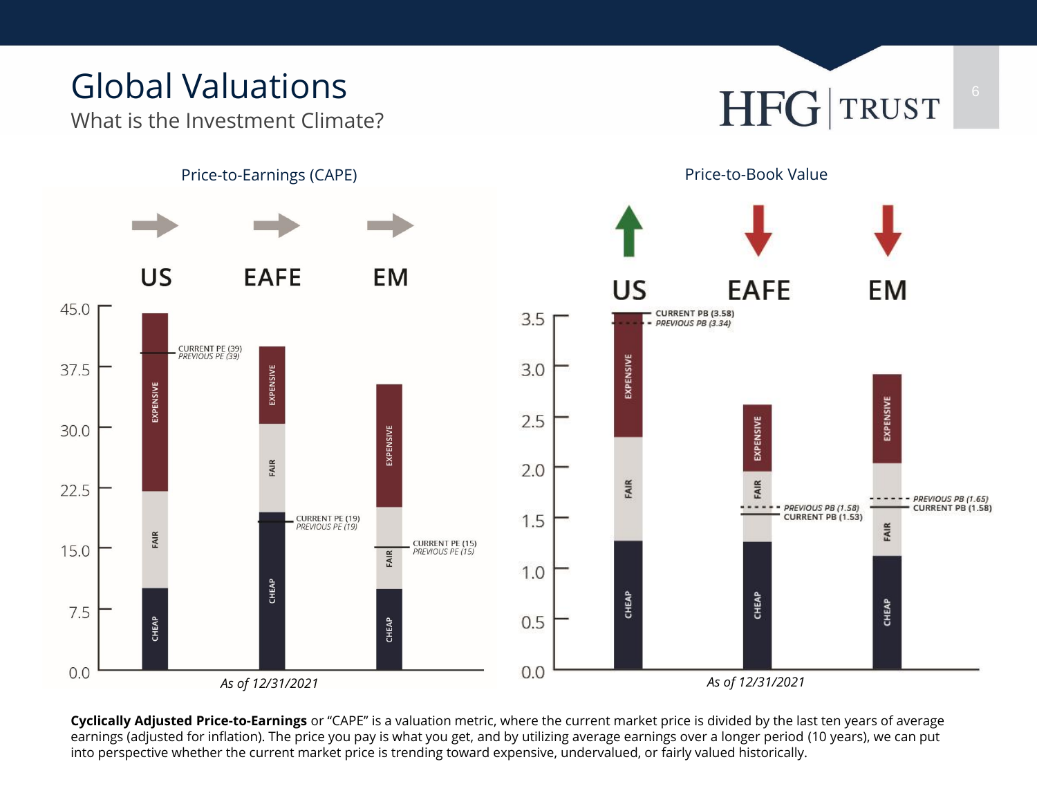# Global Valuations

## What is the Investment Climate?

### Price-to-Earnings (CAPE)

| | US | EAFE | EM |
|---|---|---|---|
| Current PE | 39 | 19 | 15 |
| Previous PE | 39 | 19 | 15 |

*As of 12/31/2021*

### Price-to-Book Value

| | US | EAFE | EM |
|---|---|---|---|
| Current PB | 3.58 | 1.53 | 1.58 |
| Previous PB | 3.34 | 1.58 | 1.65 |

*As of 12/31/2021*

**Cyclically Adjusted Price-to-Earnings** or "CAPE" is a valuation metric, where the current market price is divided by the last ten years of average earnings (adjusted for inflation). The price you pay is what you get, and by utilizing average earnings over a longer period (10 years), we can put into perspective whether the current market price is trending toward expensive, undervalued, or fairly valued historically.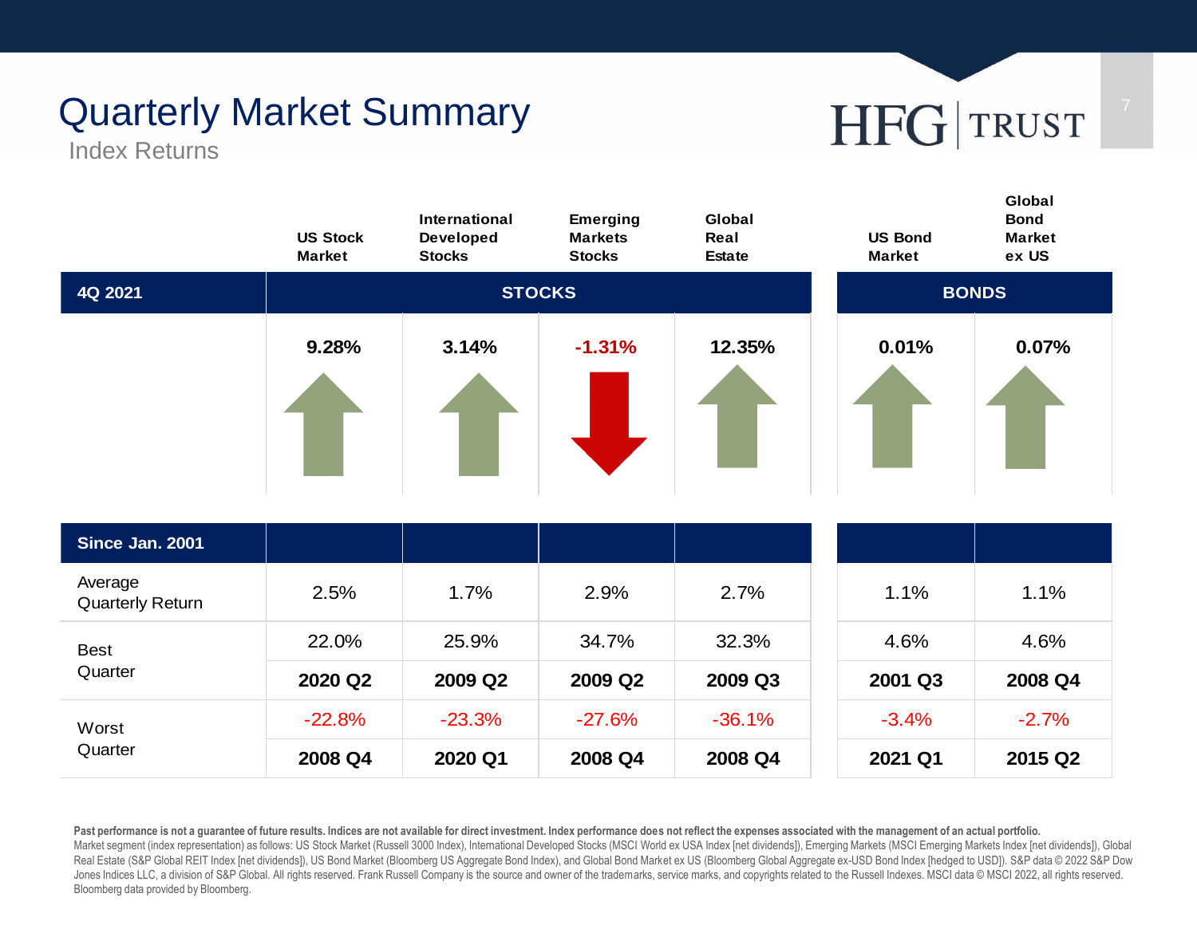# Quarterly Market Summary

## Index Returns

| 4Q 2021 | US Stock Market | International Developed Stocks | Emerging Markets Stocks | Global Real Estate | US Bond Market | Global Bond Market ex US |
|---|---|---|---|---|---|---|
| | STOCKS | | | | BONDS | |
| | 9.28% | 3.14% | -1.31% | 12.35% | 0.01% | 0.07% |

| Since Jan. 2001 | US Stock Market | International Developed Stocks | Emerging Markets Stocks | Global Real Estate | US Bond Market | Global Bond Market ex US |
|---|---|---|---|---|---|---|
| Average Quarterly Return | 2.5% | 1.7% | 2.9% | 2.7% | 1.1% | 1.1% |
| Best Quarter | 22.0% | 25.9% | 34.7% | 32.3% | 4.6% | 4.6% |
| | **2020 Q2** | **2009 Q2** | **2009 Q2** | **2009 Q3** | **2001 Q3** | **2008 Q4** |
| Worst Quarter | -22.8% | -23.3% | -27.6% | -36.1% | -3.4% | -2.7% |
| | **2008 Q4** | **2020 Q1** | **2008 Q4** | **2008 Q4** | **2021 Q1** | **2015 Q2** |

**Past performance is not a guarantee of future results. Indices are not available for direct investment. Index performance does not reflect the expenses associated with the management of an actual portfolio.**
Market segment (index representation) as follows: US Stock Market (Russell 3000 Index), International Developed Stocks (MSCI World ex USA Index [net dividends]), Emerging Markets (MSCI Emerging Markets Index [net dividends]), Global Real Estate (S&P Global REIT Index [net dividends]), US Bond Market (Bloomberg US Aggregate Bond Index), and Global Bond Market ex US (Bloomberg Global Aggregate ex-USD Bond Index [hedged to USD]). S&P data © 2022 S&P Dow Jones Indices LLC, a division of S&P Global. All rights reserved. Frank Russell Company is the source and owner of the trademarks, service marks, and copyrights related to the Russell Indexes. MSCI data © MSCI 2022, all rights reserved. Bloomberg data provided by Bloomberg.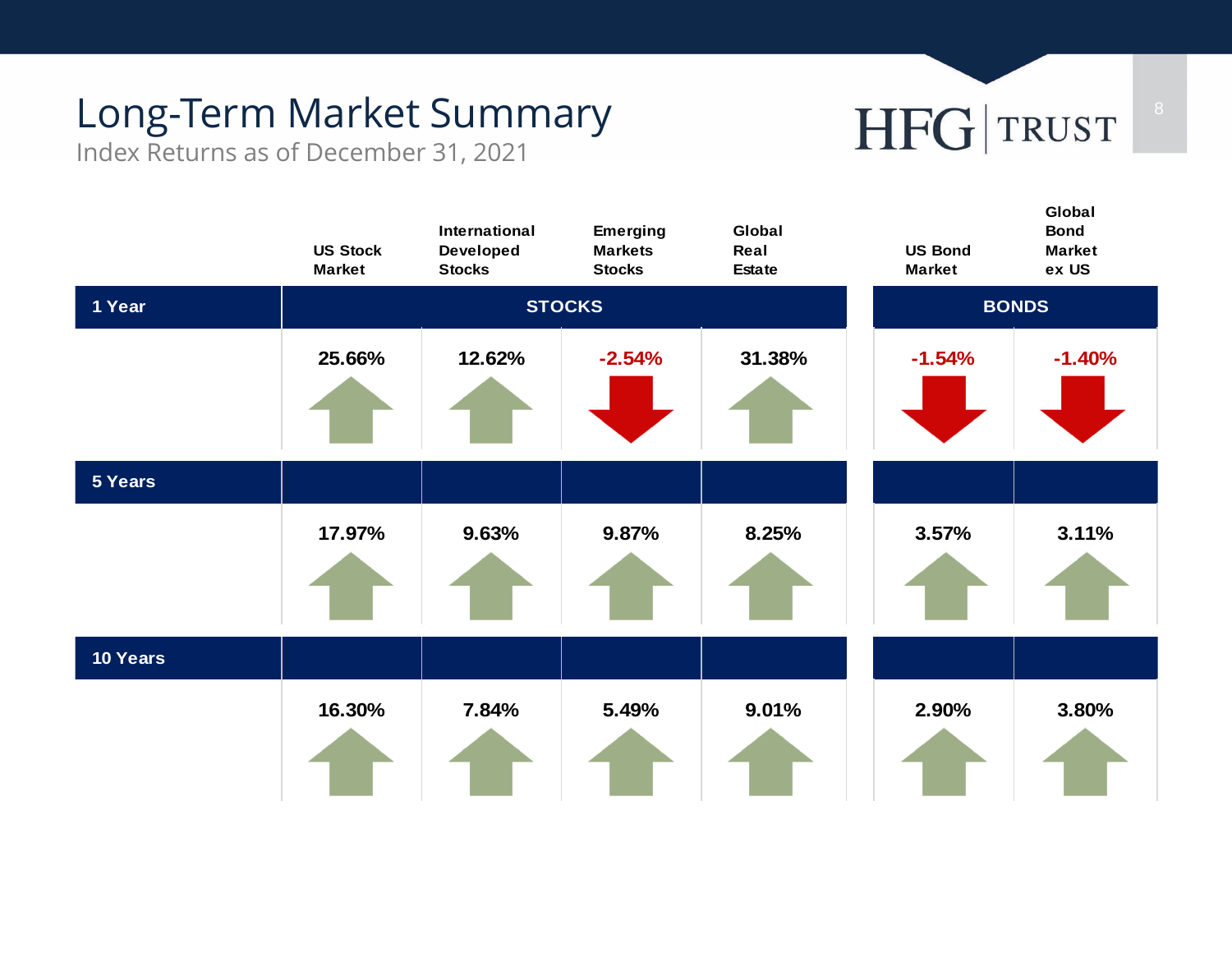# Long-Term Market Summary

Index Returns as of December 31, 2021

HFG TRUST

| | US Stock Market | International Developed Stocks | Emerging Markets Stocks | Global Real Estate | US Bond Market | Global Bond Market ex US |
|---|---|---|---|---|---|---|
| | **STOCKS** | | | | **BONDS** | |
| **1 Year** | 25.66% | 12.62% | -2.54% | 31.38% | -1.54% | -1.40% |
| **5 Years** | 17.97% | 9.63% | 9.87% | 8.25% | 3.57% | 3.11% |
| **10 Years** | 16.30% | 7.84% | 5.49% | 9.01% | 2.90% | 3.80% |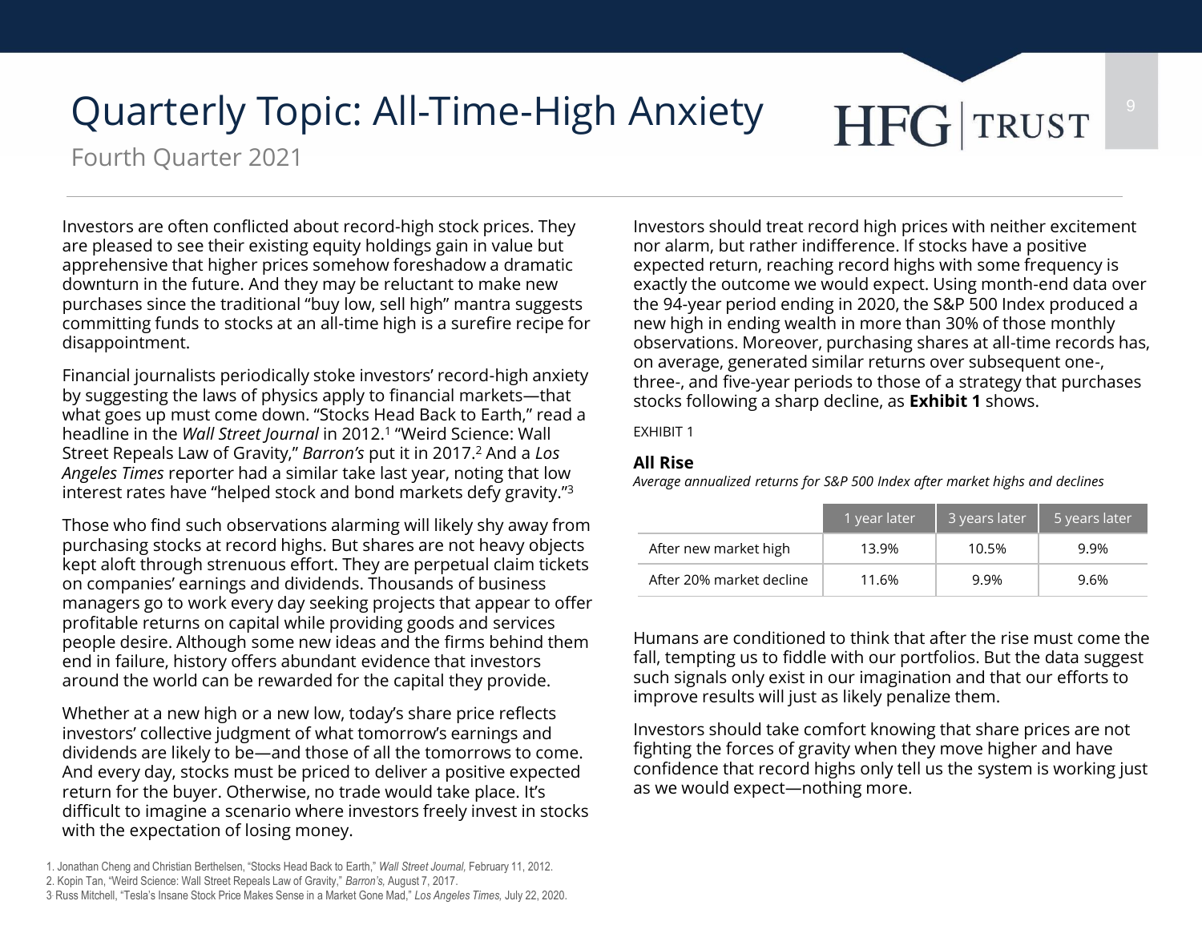# Quarterly Topic: All-Time-High Anxiety

Fourth Quarter 2021

Investors are often conflicted about record-high stock prices. They are pleased to see their existing equity holdings gain in value but apprehensive that higher prices somehow foreshadow a dramatic downturn in the future. And they may be reluctant to make new purchases since the traditional "buy low, sell high" mantra suggests committing funds to stocks at an all-time high is a surefire recipe for disappointment.

Financial journalists periodically stoke investors' record-high anxiety by suggesting the laws of physics apply to financial markets—that what goes up must come down. "Stocks Head Back to Earth," read a headline in the *Wall Street Journal* in 2012.[1] "Weird Science: Wall Street Repeals Law of Gravity," *Barron's* put it in 2017.[2] And a *Los Angeles Times* reporter had a similar take last year, noting that low interest rates have "helped stock and bond markets defy gravity."[3]

Those who find such observations alarming will likely shy away from purchasing stocks at record highs. But shares are not heavy objects kept aloft through strenuous effort. They are perpetual claim tickets on companies' earnings and dividends. Thousands of business managers go to work every day seeking projects that appear to offer profitable returns on capital while providing goods and services people desire. Although some new ideas and the firms behind them end in failure, history offers abundant evidence that investors around the world can be rewarded for the capital they provide.

Whether at a new high or a new low, today's share price reflects investors' collective judgment of what tomorrow's earnings and dividends are likely to be—and those of all the tomorrows to come. And every day, stocks must be priced to deliver a positive expected return for the buyer. Otherwise, no trade would take place. It's difficult to imagine a scenario where investors freely invest in stocks with the expectation of losing money.

Investors should treat record high prices with neither excitement nor alarm, but rather indifference. If stocks have a positive expected return, reaching record highs with some frequency is exactly the outcome we would expect. Using month-end data over the 94-year period ending in 2020, the S&P 500 Index produced a new high in ending wealth in more than 30% of those monthly observations. Moreover, purchasing shares at all-time records has, on average, generated similar returns over subsequent one-, three-, and five-year periods to those of a strategy that purchases stocks following a sharp decline, as **Exhibit 1** shows.

EXHIBIT 1

**All Rise**

*Average annualized returns for S&P 500 Index after market highs and declines*

| | 1 year later | 3 years later | 5 years later |
|---|---|---|---|
| After new market high | 13.9% | 10.5% | 9.9% |
| After 20% market decline | 11.6% | 9.9% | 9.6% |

Humans are conditioned to think that after the rise must come the fall, tempting us to fiddle with our portfolios. But the data suggest such signals only exist in our imagination and that our efforts to improve results will just as likely penalize them.

Investors should take comfort knowing that share prices are not fighting the forces of gravity when they move higher and have confidence that record highs only tell us the system is working just as we would expect—nothing more.

1. Jonathan Cheng and Christian Berthelsen, "Stocks Head Back to Earth," *Wall Street Journal,* February 11, 2012.
2. Kopin Tan, "Weird Science: Wall Street Repeals Law of Gravity," *Barron's,* August 7, 2017.
3 Russ Mitchell, "Tesla's Insane Stock Price Makes Sense in a Market Gone Mad," *Los Angeles Times,* July 22, 2020.